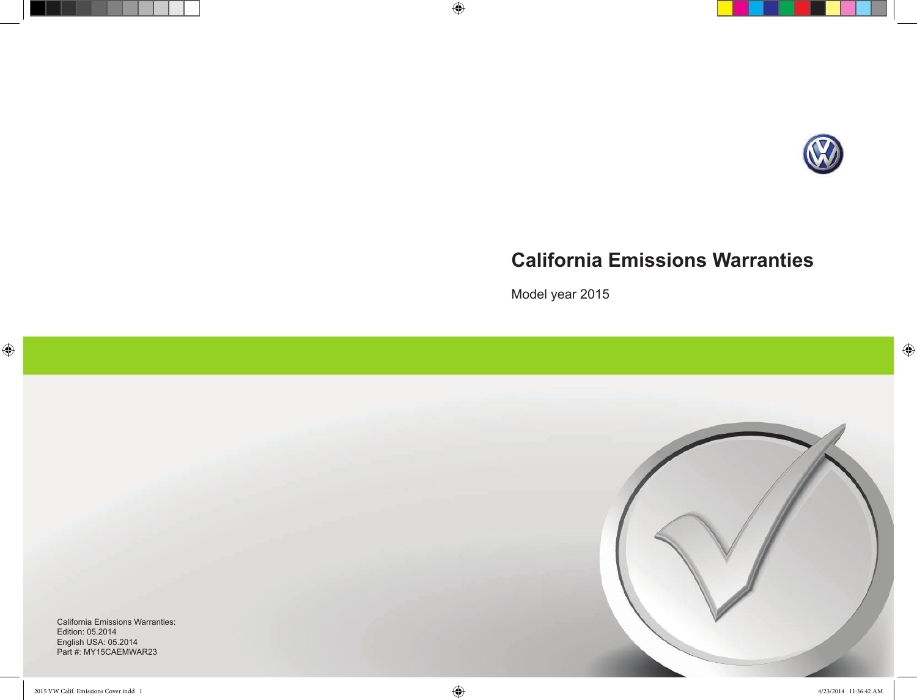# California Emissions Warranties

Model year 2015

California Emissions Warranties:
Edition: 05.2014
English USA: 05.2014
Part #: MY15CAEMWAR23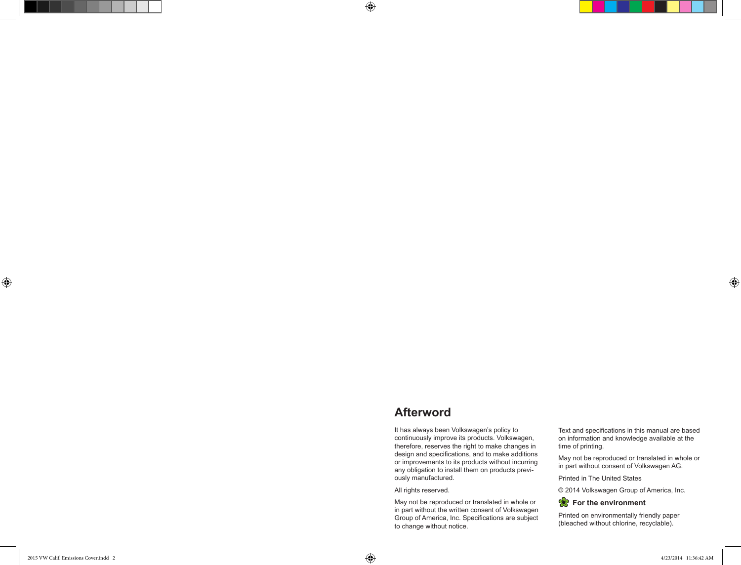# Afterword

It has always been Volkswagen's policy to continuously improve its products. Volkswagen, therefore, reserves the right to make changes in design and specifications, and to make additions or improvements to its products without incurring any obligation to install them on products previously manufactured.

All rights reserved.

May not be reproduced or translated in whole or in part without the written consent of Volkswagen Group of America, Inc. Specifications are subject to change without notice.

Text and specifications in this manual are based on information and knowledge available at the time of printing.

May not be reproduced or translated in whole or in part without consent of Volkswagen AG.

Printed in The United States

© 2014 Volkswagen Group of America, Inc.

## For the environment

Printed on environmentally friendly paper (bleached without chlorine, recyclable).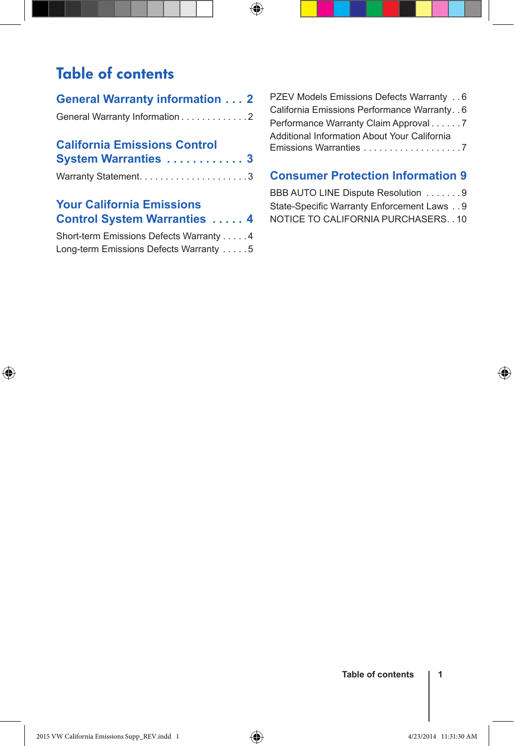# Table of contents

## General Warranty information . . . 2

General Warranty Information . . . . . . . . . . . . . 2

## California Emissions Control System Warranties . . . . . . . . . . . . 3

Warranty Statement. . . . . . . . . . . . . . . . . . . . . 3

## Your California Emissions Control System Warranties . . . . . 4

Short-term Emissions Defects Warranty . . . . . 4
Long-term Emissions Defects Warranty . . . . . 5
PZEV Models Emissions Defects Warranty . . 6
California Emissions Performance Warranty. . 6
Performance Warranty Claim Approval . . . . . . 7
Additional Information About Your California Emissions Warranties . . . . . . . . . . . . . . . . . . . 7

## Consumer Protection Information 9

BBB AUTO LINE Dispute Resolution . . . . . . . 9
State-Specific Warranty Enforcement Laws . . 9
NOTICE TO CALIFORNIA PURCHASERS. . 10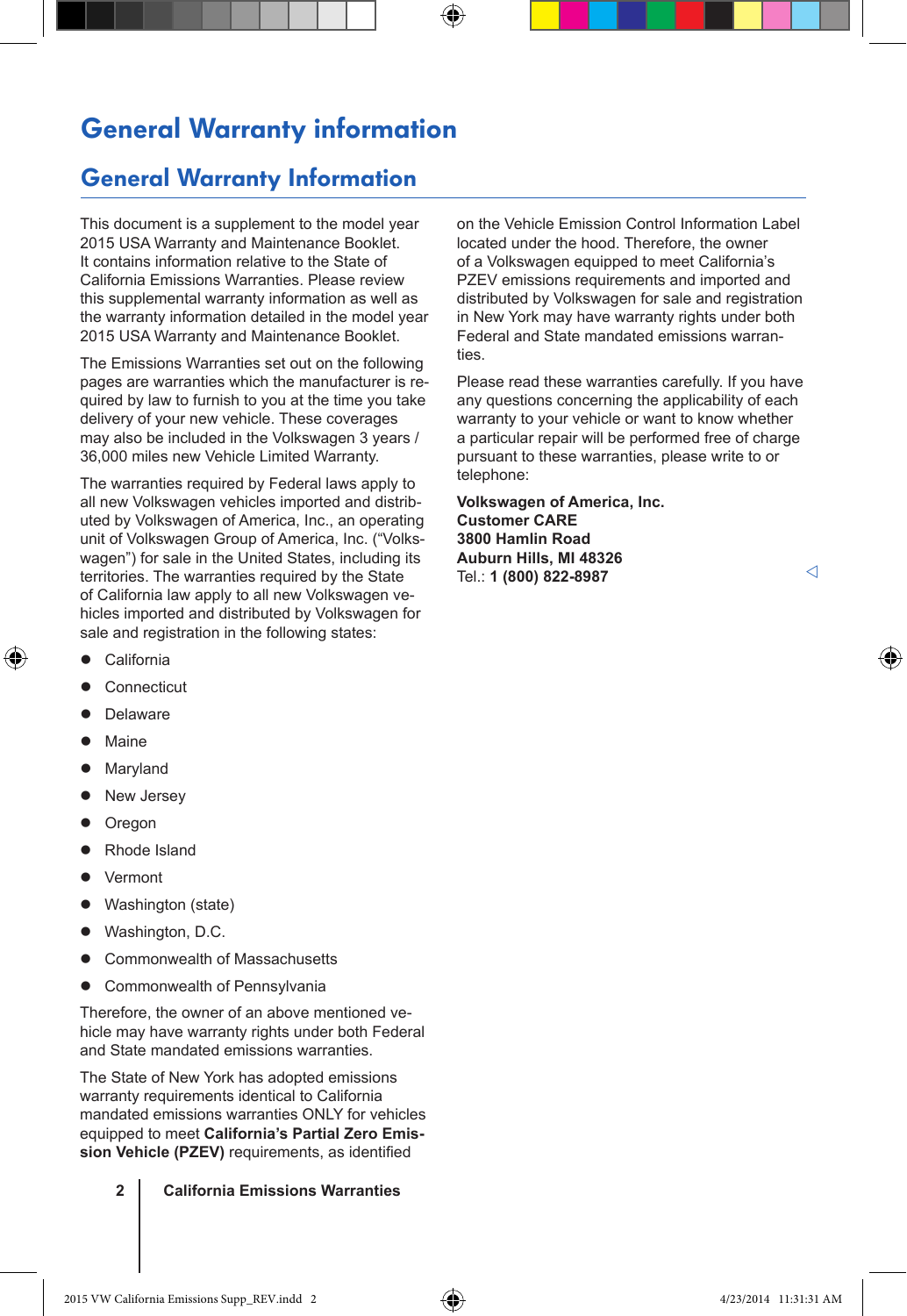# General Warranty information

## General Warranty Information

This document is a supplement to the model year 2015 USA Warranty and Maintenance Booklet. It contains information relative to the State of California Emissions Warranties. Please review this supplemental warranty information as well as the warranty information detailed in the model year 2015 USA Warranty and Maintenance Booklet.

The Emissions Warranties set out on the following pages are warranties which the manufacturer is required by law to furnish to you at the time you take delivery of your new vehicle. These coverages may also be included in the Volkswagen 3 years / 36,000 miles new Vehicle Limited Warranty.

The warranties required by Federal laws apply to all new Volkswagen vehicles imported and distributed by Volkswagen of America, Inc., an operating unit of Volkswagen Group of America, Inc. ("Volkswagen") for sale in the United States, including its territories. The warranties required by the State of California law apply to all new Volkswagen vehicles imported and distributed by Volkswagen for sale and registration in the following states:

- California
- Connecticut
- Delaware
- Maine
- Maryland
- New Jersey
- Oregon
- Rhode Island
- Vermont
- Washington (state)
- Washington, D.C.
- Commonwealth of Massachusetts
- Commonwealth of Pennsylvania

Therefore, the owner of an above mentioned vehicle may have warranty rights under both Federal and State mandated emissions warranties.

The State of New York has adopted emissions warranty requirements identical to California mandated emissions warranties ONLY for vehicles equipped to meet **California's Partial Zero Emission Vehicle (PZEV)** requirements, as identified on the Vehicle Emission Control Information Label located under the hood. Therefore, the owner of a Volkswagen equipped to meet California's PZEV emissions requirements and imported and distributed by Volkswagen for sale and registration in New York may have warranty rights under both Federal and State mandated emissions warranties.

Please read these warranties carefully. If you have any questions concerning the applicability of each warranty to your vehicle or want to know whether a particular repair will be performed free of charge pursuant to these warranties, please write to or telephone:

**Volkswagen of America, Inc.**
**Customer CARE**
**3800 Hamlin Road**
**Auburn Hills, MI 48326**
Tel.: **1 (800) 822-8987**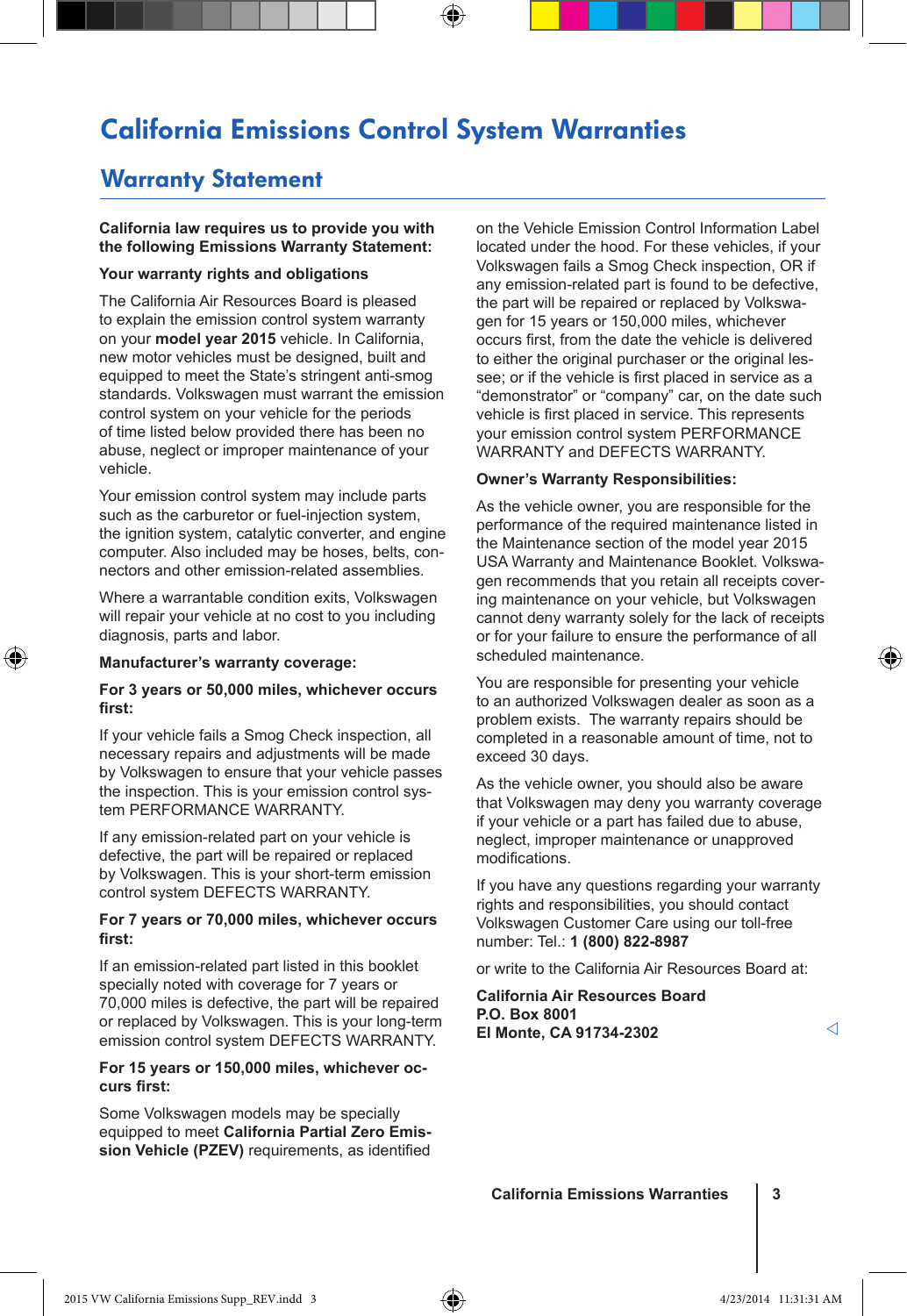# California Emissions Control System Warranties

## Warranty Statement

**California law requires us to provide you with the following Emissions Warranty Statement:**

**Your warranty rights and obligations**

The California Air Resources Board is pleased to explain the emission control system warranty on your **model year 2015** vehicle. In California, new motor vehicles must be designed, built and equipped to meet the State's stringent anti-smog standards. Volkswagen must warrant the emission control system on your vehicle for the periods of time listed below provided there has been no abuse, neglect or improper maintenance of your vehicle.

Your emission control system may include parts such as the carburetor or fuel-injection system, the ignition system, catalytic converter, and engine computer. Also included may be hoses, belts, connectors and other emission-related assemblies.

Where a warrantable condition exits, Volkswagen will repair your vehicle at no cost to you including diagnosis, parts and labor.

**Manufacturer's warranty coverage:**

**For 3 years or 50,000 miles, whichever occurs first:**

If your vehicle fails a Smog Check inspection, all necessary repairs and adjustments will be made by Volkswagen to ensure that your vehicle passes the inspection. This is your emission control system PERFORMANCE WARRANTY.

If any emission-related part on your vehicle is defective, the part will be repaired or replaced by Volkswagen. This is your short-term emission control system DEFECTS WARRANTY.

**For 7 years or 70,000 miles, whichever occurs first:**

If an emission-related part listed in this booklet specially noted with coverage for 7 years or 70,000 miles is defective, the part will be repaired or replaced by Volkswagen. This is your long-term emission control system DEFECTS WARRANTY.

**For 15 years or 150,000 miles, whichever occurs first:**

Some Volkswagen models may be specially equipped to meet **California Partial Zero Emission Vehicle (PZEV)** requirements, as identified on the Vehicle Emission Control Information Label located under the hood. For these vehicles, if your Volkswagen fails a Smog Check inspection, OR if any emission-related part is found to be defective, the part will be repaired or replaced by Volkswagen for 15 years or 150,000 miles, whichever occurs first, from the date the vehicle is delivered to either the original purchaser or the original lessee; or if the vehicle is first placed in service as a "demonstrator" or "company" car, on the date such vehicle is first placed in service. This represents your emission control system PERFORMANCE WARRANTY and DEFECTS WARRANTY.

**Owner's Warranty Responsibilities:**

As the vehicle owner, you are responsible for the performance of the required maintenance listed in the Maintenance section of the model year 2015 USA Warranty and Maintenance Booklet. Volkswagen recommends that you retain all receipts covering maintenance on your vehicle, but Volkswagen cannot deny warranty solely for the lack of receipts or for your failure to ensure the performance of all scheduled maintenance.

You are responsible for presenting your vehicle to an authorized Volkswagen dealer as soon as a problem exists. The warranty repairs should be completed in a reasonable amount of time, not to exceed 30 days.

As the vehicle owner, you should also be aware that Volkswagen may deny you warranty coverage if your vehicle or a part has failed due to abuse, neglect, improper maintenance or unapproved modifications.

If you have any questions regarding your warranty rights and responsibilities, you should contact Volkswagen Customer Care using our toll-free number: Tel.: **1 (800) 822-8987**

or write to the California Air Resources Board at:

**California Air Resources Board**
**P.O. Box 8001**
**El Monte, CA 91734-2302**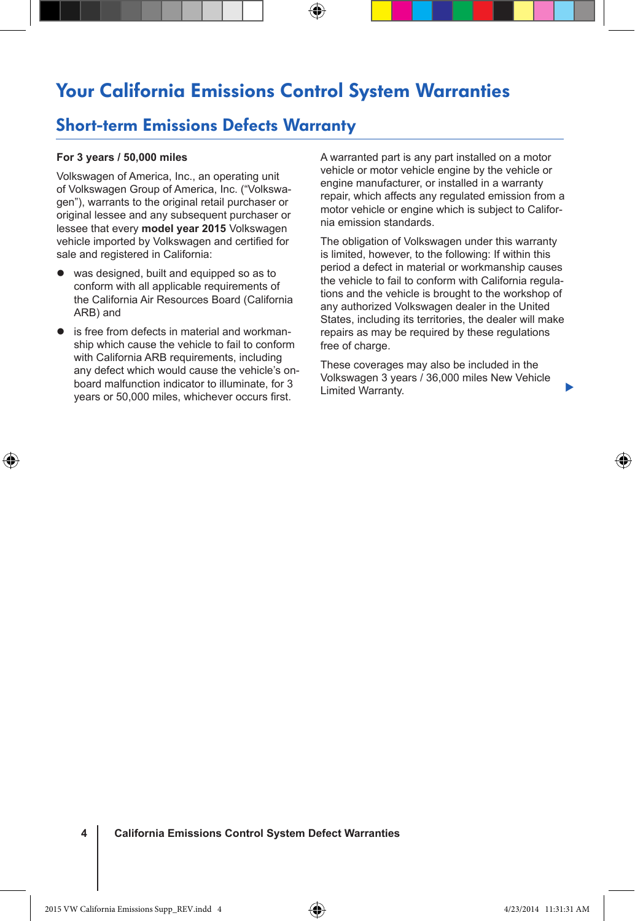# Your California Emissions Control System Warranties

## Short-term Emissions Defects Warranty

**For 3 years / 50,000 miles**

Volkswagen of America, Inc., an operating unit of Volkswagen Group of America, Inc. ("Volkswagen"), warrants to the original retail purchaser or original lessee and any subsequent purchaser or lessee that every **model year 2015** Volkswagen vehicle imported by Volkswagen and certified for sale and registered in California:

- was designed, built and equipped so as to conform with all applicable requirements of the California Air Resources Board (California ARB) and
- is free from defects in material and workmanship which cause the vehicle to fail to conform with California ARB requirements, including any defect which would cause the vehicle's on-board malfunction indicator to illuminate, for 3 years or 50,000 miles, whichever occurs first.

A warranted part is any part installed on a motor vehicle or motor vehicle engine by the vehicle or engine manufacturer, or installed in a warranty repair, which affects any regulated emission from a motor vehicle or engine which is subject to California emission standards.

The obligation of Volkswagen under this warranty is limited, however, to the following: If within this period a defect in material or workmanship causes the vehicle to fail to conform with California regulations and the vehicle is brought to the workshop of any authorized Volkswagen dealer in the United States, including its territories, the dealer will make repairs as may be required by these regulations free of charge.

These coverages may also be included in the Volkswagen 3 years / 36,000 miles New Vehicle Limited Warranty.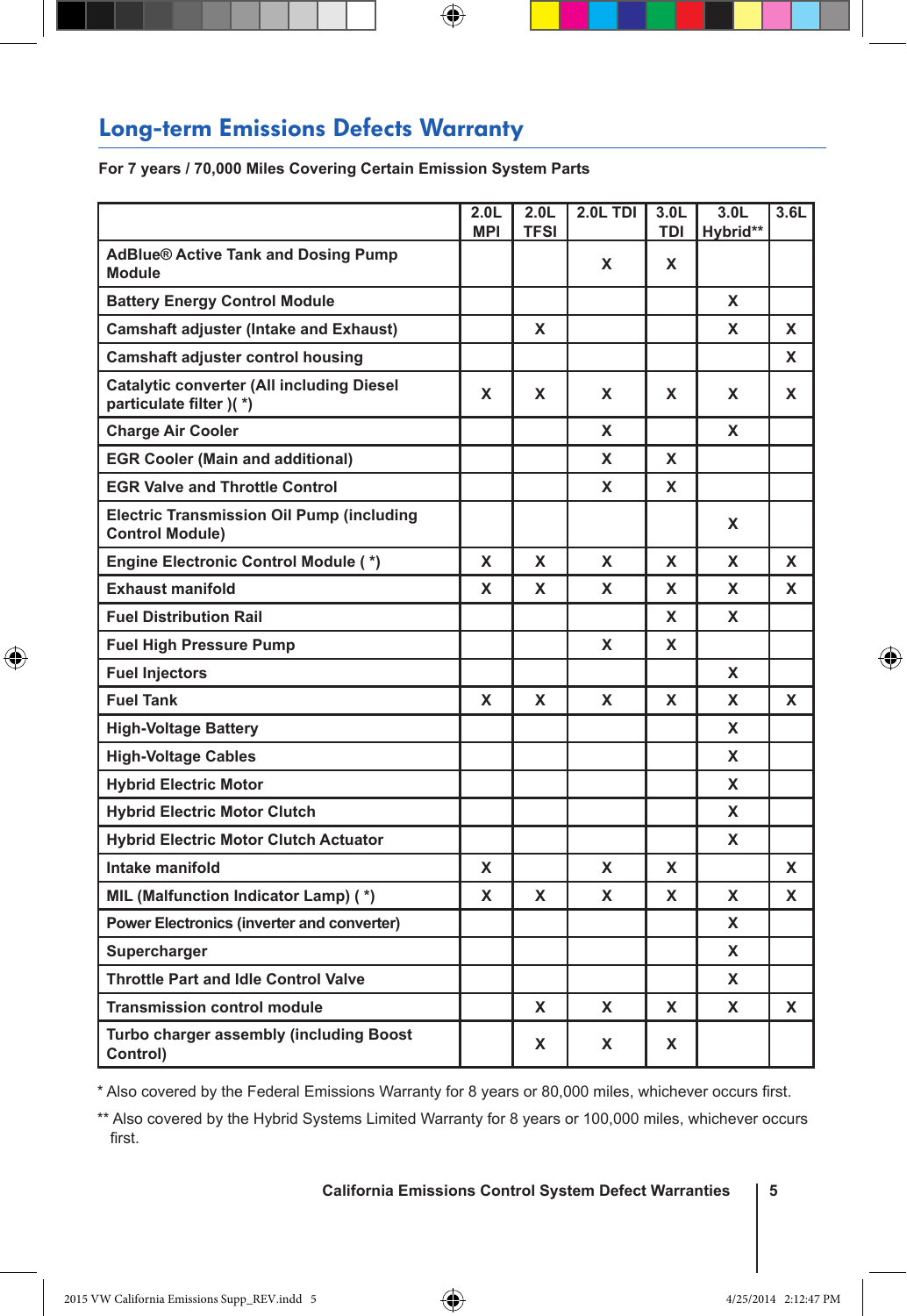## Long-term Emissions Defects Warranty

**For 7 years / 70,000 Miles Covering Certain Emission System Parts**

| | 2.0L MPI | 2.0L TFSI | 2.0L TDI | 3.0L TDI | 3.0L Hybrid** | 3.6L |
|---|---|---|---|---|---|---|
| AdBlue® Active Tank and Dosing Pump Module | | | X | X | | |
| Battery Energy Control Module | | | | | X | |
| Camshaft adjuster (Intake and Exhaust) | | X | | | X | X |
| Camshaft adjuster control housing | | | | | | X |
| Catalytic converter (All including Diesel particulate filter )( *) | X | X | X | X | X | X |
| Charge Air Cooler | | | X | | X | |
| EGR Cooler (Main and additional) | | | X | X | | |
| EGR Valve and Throttle Control | | | X | X | | |
| Electric Transmission Oil Pump (including Control Module) | | | | | X | |
| Engine Electronic Control Module ( *) | X | X | X | X | X | X |
| Exhaust manifold | X | X | X | X | X | X |
| Fuel Distribution Rail | | | | X | X | |
| Fuel High Pressure Pump | | | X | X | | |
| Fuel Injectors | | | | | X | |
| Fuel Tank | X | X | X | X | X | X |
| High-Voltage Battery | | | | | X | |
| High-Voltage Cables | | | | | X | |
| Hybrid Electric Motor | | | | | X | |
| Hybrid Electric Motor Clutch | | | | | X | |
| Hybrid Electric Motor Clutch Actuator | | | | | X | |
| Intake manifold | X | | X | X | | X |
| MIL (Malfunction Indicator Lamp) ( *) | X | X | X | X | X | X |
| Power Electronics (inverter and converter) | | | | | X | |
| Supercharger | | | | | X | |
| Throttle Part and Idle Control Valve | | | | | X | |
| Transmission control module | | X | X | X | X | X |
| Turbo charger assembly (including Boost Control) | | X | X | X | | |

* Also covered by the Federal Emissions Warranty for 8 years or 80,000 miles, whichever occurs first.

** Also covered by the Hybrid Systems Limited Warranty for 8 years or 100,000 miles, whichever occurs first.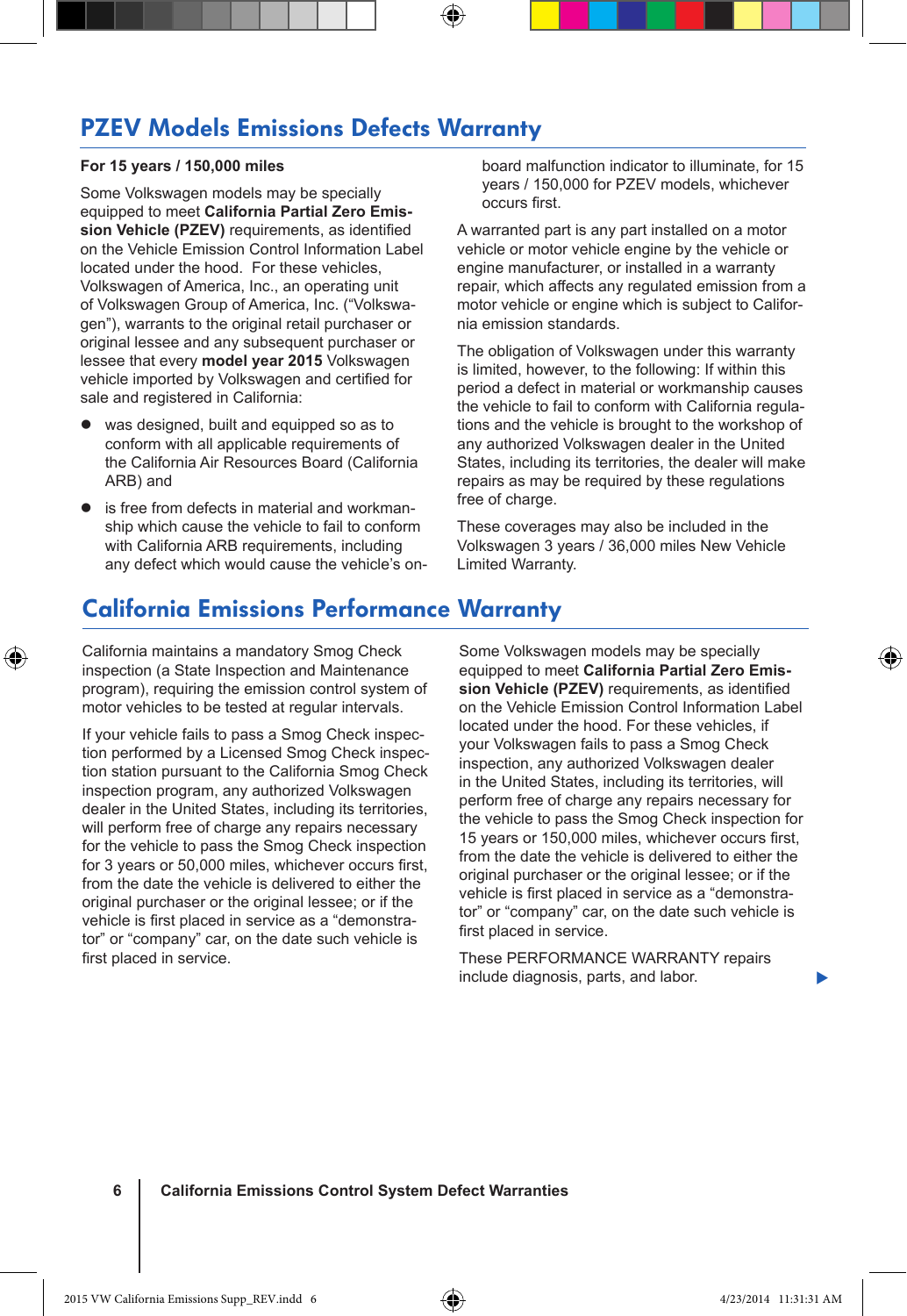## PZEV Models Emissions Defects Warranty

**For 15 years / 150,000 miles**

Some Volkswagen models may be specially equipped to meet **California Partial Zero Emission Vehicle (PZEV)** requirements, as identified on the Vehicle Emission Control Information Label located under the hood. For these vehicles, Volkswagen of America, Inc., an operating unit of Volkswagen Group of America, Inc. ("Volkswagen"), warrants to the original retail purchaser or original lessee and any subsequent purchaser or lessee that every **model year 2015** Volkswagen vehicle imported by Volkswagen and certified for sale and registered in California:

- was designed, built and equipped so as to conform with all applicable requirements of the California Air Resources Board (California ARB) and
- is free from defects in material and workmanship which cause the vehicle to fail to conform with California ARB requirements, including any defect which would cause the vehicle's on-board malfunction indicator to illuminate, for 15 years / 150,000 for PZEV models, whichever occurs first.

A warranted part is any part installed on a motor vehicle or motor vehicle engine by the vehicle or engine manufacturer, or installed in a warranty repair, which affects any regulated emission from a motor vehicle or engine which is subject to California emission standards.

The obligation of Volkswagen under this warranty is limited, however, to the following: If within this period a defect in material or workmanship causes the vehicle to fail to conform with California regulations and the vehicle is brought to the workshop of any authorized Volkswagen dealer in the United States, including its territories, the dealer will make repairs as may be required by these regulations free of charge.

These coverages may also be included in the Volkswagen 3 years / 36,000 miles New Vehicle Limited Warranty.

## California Emissions Performance Warranty

California maintains a mandatory Smog Check inspection (a State Inspection and Maintenance program), requiring the emission control system of motor vehicles to be tested at regular intervals.

If your vehicle fails to pass a Smog Check inspection performed by a Licensed Smog Check inspection station pursuant to the California Smog Check inspection program, any authorized Volkswagen dealer in the United States, including its territories, will perform free of charge any repairs necessary for the vehicle to pass the Smog Check inspection for 3 years or 50,000 miles, whichever occurs first, from the date the vehicle is delivered to either the original purchaser or the original lessee; or if the vehicle is first placed in service as a "demonstrator" or "company" car, on the date such vehicle is first placed in service.

Some Volkswagen models may be specially equipped to meet **California Partial Zero Emission Vehicle (PZEV)** requirements, as identified on the Vehicle Emission Control Information Label located under the hood. For these vehicles, if your Volkswagen fails to pass a Smog Check inspection, any authorized Volkswagen dealer in the United States, including its territories, will perform free of charge any repairs necessary for the vehicle to pass the Smog Check inspection for 15 years or 150,000 miles, whichever occurs first, from the date the vehicle is delivered to either the original purchaser or the original lessee; or if the vehicle is first placed in service as a "demonstrator" or "company" car, on the date such vehicle is first placed in service.

These PERFORMANCE WARRANTY repairs include diagnosis, parts, and labor.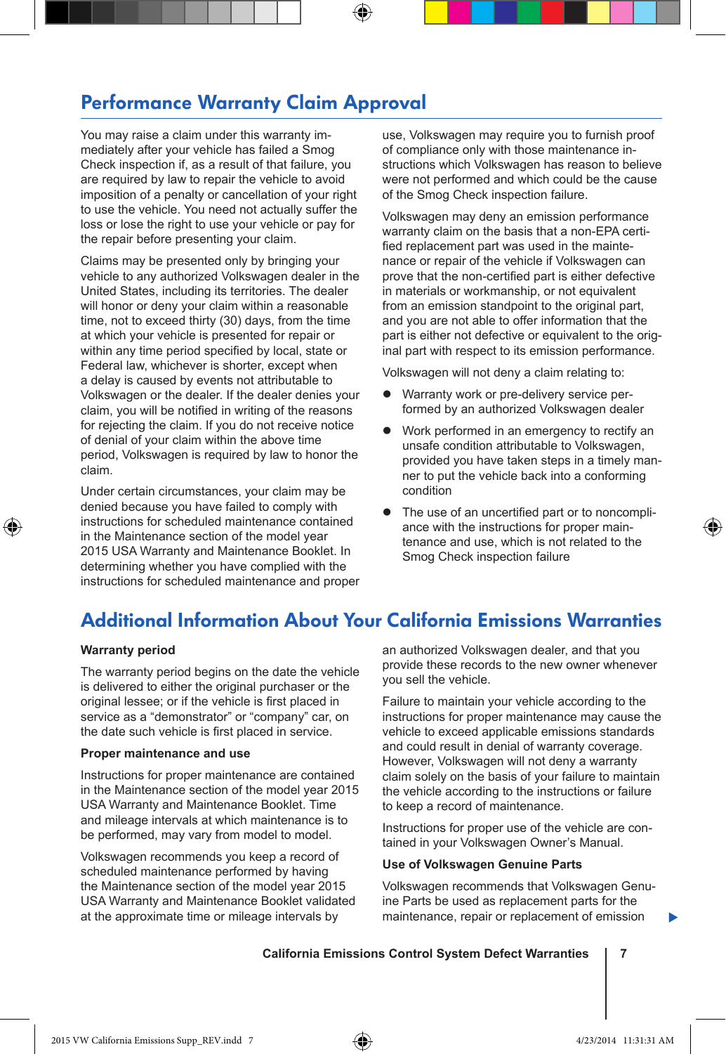## Performance Warranty Claim Approval

You may raise a claim under this warranty immediately after your vehicle has failed a Smog Check inspection if, as a result of that failure, you are required by law to repair the vehicle to avoid imposition of a penalty or cancellation of your right to use the vehicle. You need not actually suffer the loss or lose the right to use your vehicle or pay for the repair before presenting your claim.

Claims may be presented only by bringing your vehicle to any authorized Volkswagen dealer in the United States, including its territories. The dealer will honor or deny your claim within a reasonable time, not to exceed thirty (30) days, from the time at which your vehicle is presented for repair or within any time period specified by local, state or Federal law, whichever is shorter, except when a delay is caused by events not attributable to Volkswagen or the dealer. If the dealer denies your claim, you will be notified in writing of the reasons for rejecting the claim. If you do not receive notice of denial of your claim within the above time period, Volkswagen is required by law to honor the claim.

Under certain circumstances, your claim may be denied because you have failed to comply with instructions for scheduled maintenance contained in the Maintenance section of the model year 2015 USA Warranty and Maintenance Booklet. In determining whether you have complied with the instructions for scheduled maintenance and proper use, Volkswagen may require you to furnish proof of compliance only with those maintenance instructions which Volkswagen has reason to believe were not performed and which could be the cause of the Smog Check inspection failure.

Volkswagen may deny an emission performance warranty claim on the basis that a non-EPA certified replacement part was used in the maintenance or repair of the vehicle if Volkswagen can prove that the non-certified part is either defective in materials or workmanship, or not equivalent from an emission standpoint to the original part, and you are not able to offer information that the part is either not defective or equivalent to the original part with respect to its emission performance.

Volkswagen will not deny a claim relating to:

- Warranty work or pre-delivery service performed by an authorized Volkswagen dealer
- Work performed in an emergency to rectify an unsafe condition attributable to Volkswagen, provided you have taken steps in a timely manner to put the vehicle back into a conforming condition
- The use of an uncertified part or to noncompliance with the instructions for proper maintenance and use, which is not related to the Smog Check inspection failure

## Additional Information About Your California Emissions Warranties

**Warranty period**

The warranty period begins on the date the vehicle is delivered to either the original purchaser or the original lessee; or if the vehicle is first placed in service as a “demonstrator” or “company” car, on the date such vehicle is first placed in service.

**Proper maintenance and use**

Instructions for proper maintenance are contained in the Maintenance section of the model year 2015 USA Warranty and Maintenance Booklet. Time and mileage intervals at which maintenance is to be performed, may vary from model to model.

Volkswagen recommends you keep a record of scheduled maintenance performed by having the Maintenance section of the model year 2015 USA Warranty and Maintenance Booklet validated at the approximate time or mileage intervals by an authorized Volkswagen dealer, and that you provide these records to the new owner whenever you sell the vehicle.

Failure to maintain your vehicle according to the instructions for proper maintenance may cause the vehicle to exceed applicable emissions standards and could result in denial of warranty coverage. However, Volkswagen will not deny a warranty claim solely on the basis of your failure to maintain the vehicle according to the instructions or failure to keep a record of maintenance.

Instructions for proper use of the vehicle are contained in your Volkswagen Owner’s Manual.

**Use of Volkswagen Genuine Parts**

Volkswagen recommends that Volkswagen Genuine Parts be used as replacement parts for the maintenance, repair or replacement of emission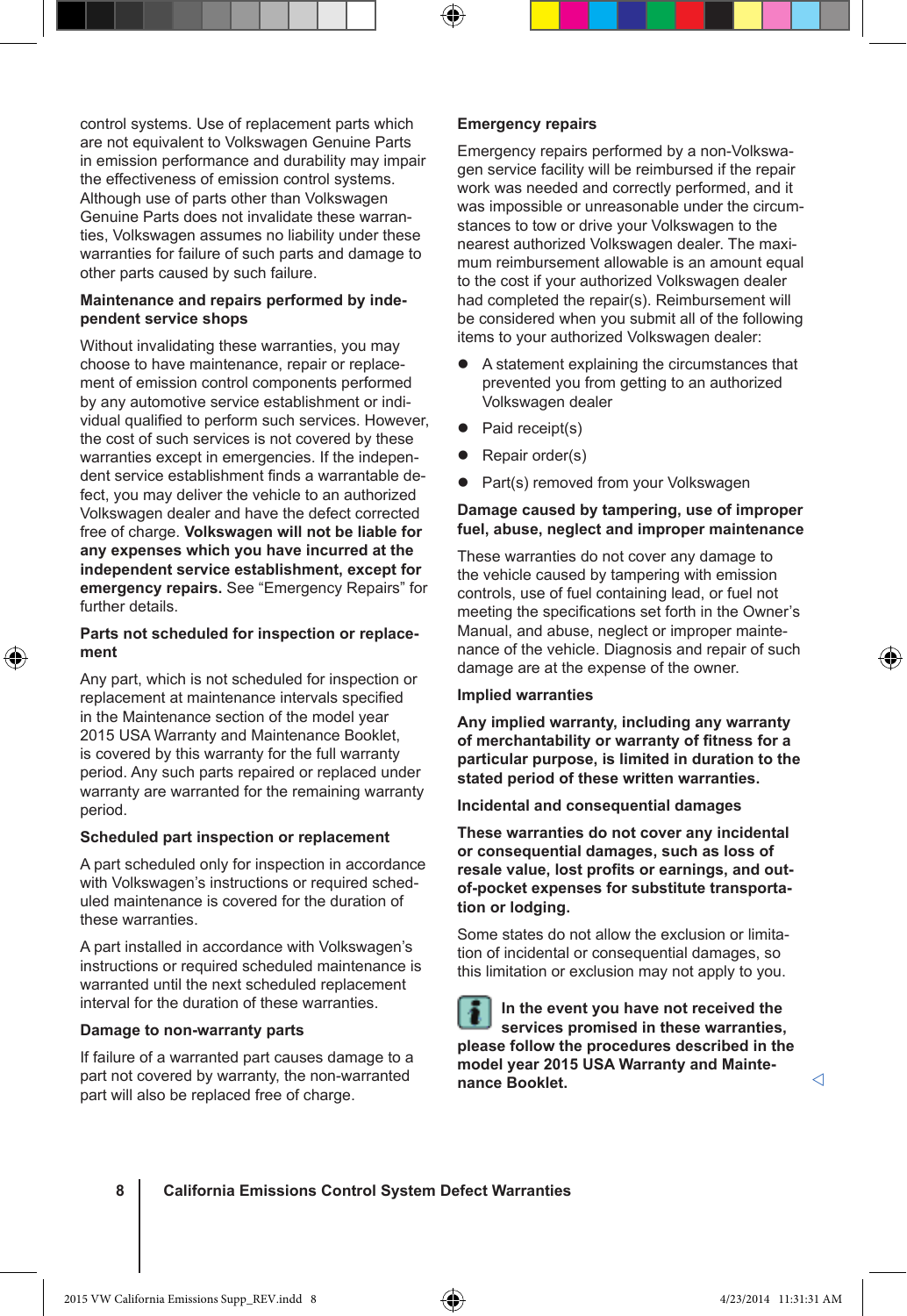control systems. Use of replacement parts which are not equivalent to Volkswagen Genuine Parts in emission performance and durability may impair the effectiveness of emission control systems. Although use of parts other than Volkswagen Genuine Parts does not invalidate these warranties, Volkswagen assumes no liability under these warranties for failure of such parts and damage to other parts caused by such failure.

**Maintenance and repairs performed by independent service shops**

Without invalidating these warranties, you may choose to have maintenance, repair or replacement of emission control components performed by any automotive service establishment or individual qualified to perform such services. However, the cost of such services is not covered by these warranties except in emergencies. If the independent service establishment finds a warrantable defect, you may deliver the vehicle to an authorized Volkswagen dealer and have the defect corrected free of charge. **Volkswagen will not be liable for any expenses which you have incurred at the independent service establishment, except for emergency repairs.** See “Emergency Repairs” for further details.

**Parts not scheduled for inspection or replacement**

Any part, which is not scheduled for inspection or replacement at maintenance intervals specified in the Maintenance section of the model year 2015 USA Warranty and Maintenance Booklet, is covered by this warranty for the full warranty period. Any such parts repaired or replaced under warranty are warranted for the remaining warranty period.

**Scheduled part inspection or replacement**

A part scheduled only for inspection in accordance with Volkswagen’s instructions or required scheduled maintenance is covered for the duration of these warranties.

A part installed in accordance with Volkswagen’s instructions or required scheduled maintenance is warranted until the next scheduled replacement interval for the duration of these warranties.

**Damage to non-warranty parts**

If failure of a warranted part causes damage to a part not covered by warranty, the non-warranted part will also be replaced free of charge.

**Emergency repairs**

Emergency repairs performed by a non-Volkswagen service facility will be reimbursed if the repair work was needed and correctly performed, and it was impossible or unreasonable under the circumstances to tow or drive your Volkswagen to the nearest authorized Volkswagen dealer. The maximum reimbursement allowable is an amount equal to the cost if your authorized Volkswagen dealer had completed the repair(s). Reimbursement will be considered when you submit all of the following items to your authorized Volkswagen dealer:

- A statement explaining the circumstances that prevented you from getting to an authorized Volkswagen dealer
- Paid receipt(s)
- Repair order(s)
- Part(s) removed from your Volkswagen

**Damage caused by tampering, use of improper fuel, abuse, neglect and improper maintenance**

These warranties do not cover any damage to the vehicle caused by tampering with emission controls, use of fuel containing lead, or fuel not meeting the specifications set forth in the Owner’s Manual, and abuse, neglect or improper maintenance of the vehicle. Diagnosis and repair of such damage are at the expense of the owner.

**Implied warranties**

**Any implied warranty, including any warranty of merchantability or warranty of fitness for a particular purpose, is limited in duration to the stated period of these written warranties.**

**Incidental and consequential damages**

**These warranties do not cover any incidental or consequential damages, such as loss of resale value, lost profits or earnings, and out-of-pocket expenses for substitute transportation or lodging.**

Some states do not allow the exclusion or limitation of incidental or consequential damages, so this limitation or exclusion may not apply to you.

**In the event you have not received the services promised in these warranties, please follow the procedures described in the model year 2015 USA Warranty and Maintenance Booklet.**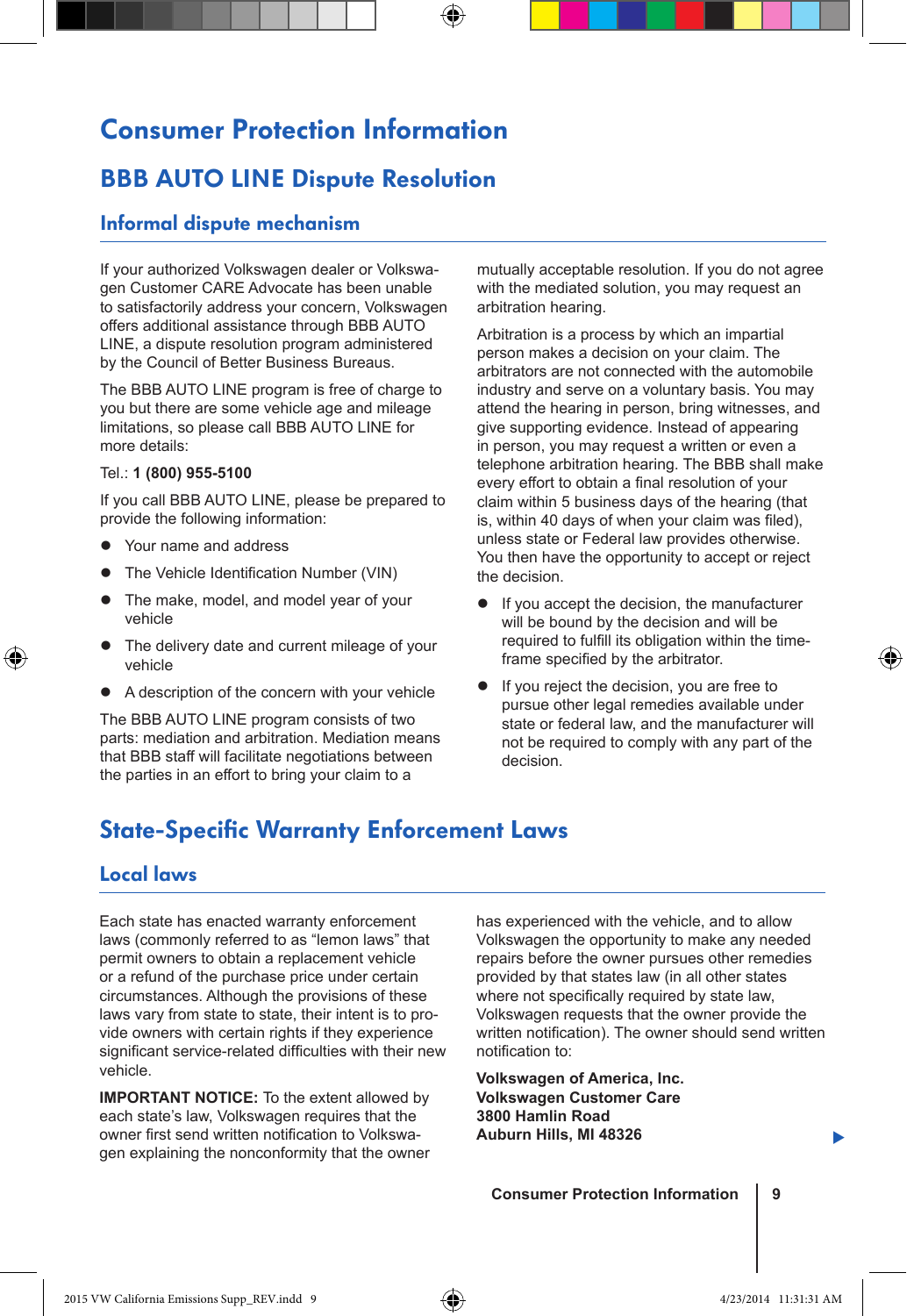# Consumer Protection Information

## BBB AUTO LINE Dispute Resolution

### Informal dispute mechanism

If your authorized Volkswagen dealer or Volkswagen Customer CARE Advocate has been unable to satisfactorily address your concern, Volkswagen offers additional assistance through BBB AUTO LINE, a dispute resolution program administered by the Council of Better Business Bureaus.

The BBB AUTO LINE program is free of charge to you but there are some vehicle age and mileage limitations, so please call BBB AUTO LINE for more details:

Tel.: **1 (800) 955-5100**

If you call BBB AUTO LINE, please be prepared to provide the following information:

- Your name and address
- The Vehicle Identification Number (VIN)
- The make, model, and model year of your vehicle
- The delivery date and current mileage of your vehicle
- A description of the concern with your vehicle

The BBB AUTO LINE program consists of two parts: mediation and arbitration. Mediation means that BBB staff will facilitate negotiations between the parties in an effort to bring your claim to a mutually acceptable resolution. If you do not agree with the mediated solution, you may request an arbitration hearing.

Arbitration is a process by which an impartial person makes a decision on your claim. The arbitrators are not connected with the automobile industry and serve on a voluntary basis. You may attend the hearing in person, bring witnesses, and give supporting evidence. Instead of appearing in person, you may request a written or even a telephone arbitration hearing. The BBB shall make every effort to obtain a final resolution of your claim within 5 business days of the hearing (that is, within 40 days of when your claim was filed), unless state or Federal law provides otherwise. You then have the opportunity to accept or reject the decision.

- If you accept the decision, the manufacturer will be bound by the decision and will be required to fulfill its obligation within the time-frame specified by the arbitrator.
- If you reject the decision, you are free to pursue other legal remedies available under state or federal law, and the manufacturer will not be required to comply with any part of the decision.

## State-Specific Warranty Enforcement Laws

### Local laws

Each state has enacted warranty enforcement laws (commonly referred to as “lemon laws” that permit owners to obtain a replacement vehicle or a refund of the purchase price under certain circumstances. Although the provisions of these laws vary from state to state, their intent is to provide owners with certain rights if they experience significant service-related difficulties with their new vehicle.

**IMPORTANT NOTICE:** To the extent allowed by each state’s law, Volkswagen requires that the owner first send written notification to Volkswagen explaining the nonconformity that the owner has experienced with the vehicle, and to allow Volkswagen the opportunity to make any needed repairs before the owner pursues other remedies provided by that states law (in all other states where not specifically required by state law, Volkswagen requests that the owner provide the written notification). The owner should send written notification to:

**Volkswagen of America, Inc.**
**Volkswagen Customer Care**
**3800 Hamlin Road**
**Auburn Hills, MI 48326**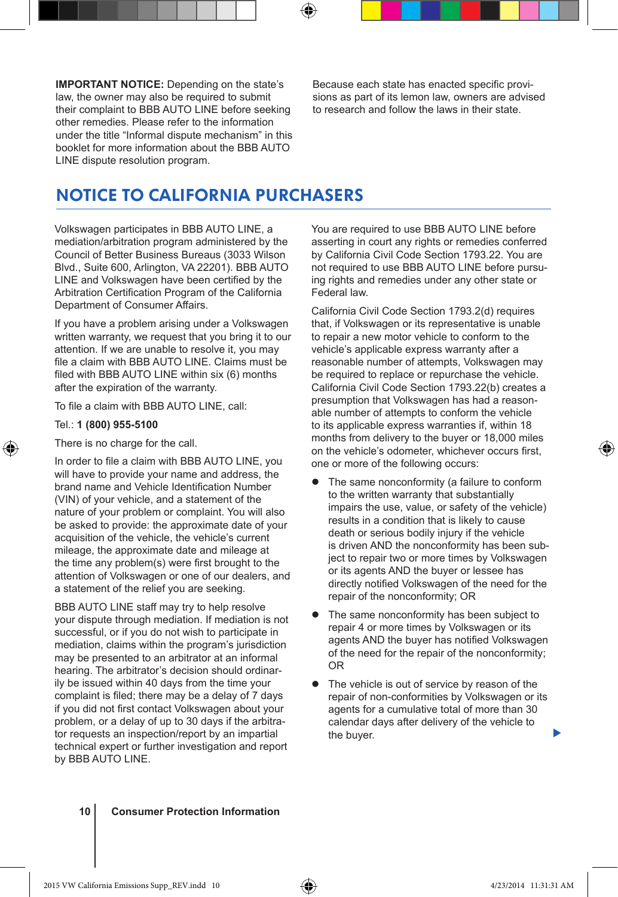**IMPORTANT NOTICE:** Depending on the state's law, the owner may also be required to submit their complaint to BBB AUTO LINE before seeking other remedies. Please refer to the information under the title "Informal dispute mechanism" in this booklet for more information about the BBB AUTO LINE dispute resolution program.

Because each state has enacted specific provisions as part of its lemon law, owners are advised to research and follow the laws in their state.

## NOTICE TO CALIFORNIA PURCHASERS

Volkswagen participates in BBB AUTO LINE, a mediation/arbitration program administered by the Council of Better Business Bureaus (3033 Wilson Blvd., Suite 600, Arlington, VA 22201). BBB AUTO LINE and Volkswagen have been certified by the Arbitration Certification Program of the California Department of Consumer Affairs.

If you have a problem arising under a Volkswagen written warranty, we request that you bring it to our attention. If we are unable to resolve it, you may file a claim with BBB AUTO LINE. Claims must be filed with BBB AUTO LINE within six (6) months after the expiration of the warranty.

To file a claim with BBB AUTO LINE, call:

Tel.: **1 (800) 955-5100**

There is no charge for the call.

In order to file a claim with BBB AUTO LINE, you will have to provide your name and address, the brand name and Vehicle Identification Number (VIN) of your vehicle, and a statement of the nature of your problem or complaint. You will also be asked to provide: the approximate date of your acquisition of the vehicle, the vehicle's current mileage, the approximate date and mileage at the time any problem(s) were first brought to the attention of Volkswagen or one of our dealers, and a statement of the relief you are seeking.

BBB AUTO LINE staff may try to help resolve your dispute through mediation. If mediation is not successful, or if you do not wish to participate in mediation, claims within the program's jurisdiction may be presented to an arbitrator at an informal hearing. The arbitrator's decision should ordinarily be issued within 40 days from the time your complaint is filed; there may be a delay of 7 days if you did not first contact Volkswagen about your problem, or a delay of up to 30 days if the arbitrator requests an inspection/report by an impartial technical expert or further investigation and report by BBB AUTO LINE.

You are required to use BBB AUTO LINE before asserting in court any rights or remedies conferred by California Civil Code Section 1793.22. You are not required to use BBB AUTO LINE before pursuing rights and remedies under any other state or Federal law.

California Civil Code Section 1793.2(d) requires that, if Volkswagen or its representative is unable to repair a new motor vehicle to conform to the vehicle's applicable express warranty after a reasonable number of attempts, Volkswagen may be required to replace or repurchase the vehicle. California Civil Code Section 1793.22(b) creates a presumption that Volkswagen has had a reasonable number of attempts to conform the vehicle to its applicable express warranties if, within 18 months from delivery to the buyer or 18,000 miles on the vehicle's odometer, whichever occurs first, one or more of the following occurs:

- The same nonconformity (a failure to conform to the written warranty that substantially impairs the use, value, or safety of the vehicle) results in a condition that is likely to cause death or serious bodily injury if the vehicle is driven AND the nonconformity has been subject to repair two or more times by Volkswagen or its agents AND the buyer or lessee has directly notified Volkswagen of the need for the repair of the nonconformity; OR
- The same nonconformity has been subject to repair 4 or more times by Volkswagen or its agents AND the buyer has notified Volkswagen of the need for the repair of the nonconformity; OR
- The vehicle is out of service by reason of the repair of non-conformities by Volkswagen or its agents for a cumulative total of more than 30 calendar days after delivery of the vehicle to the buyer.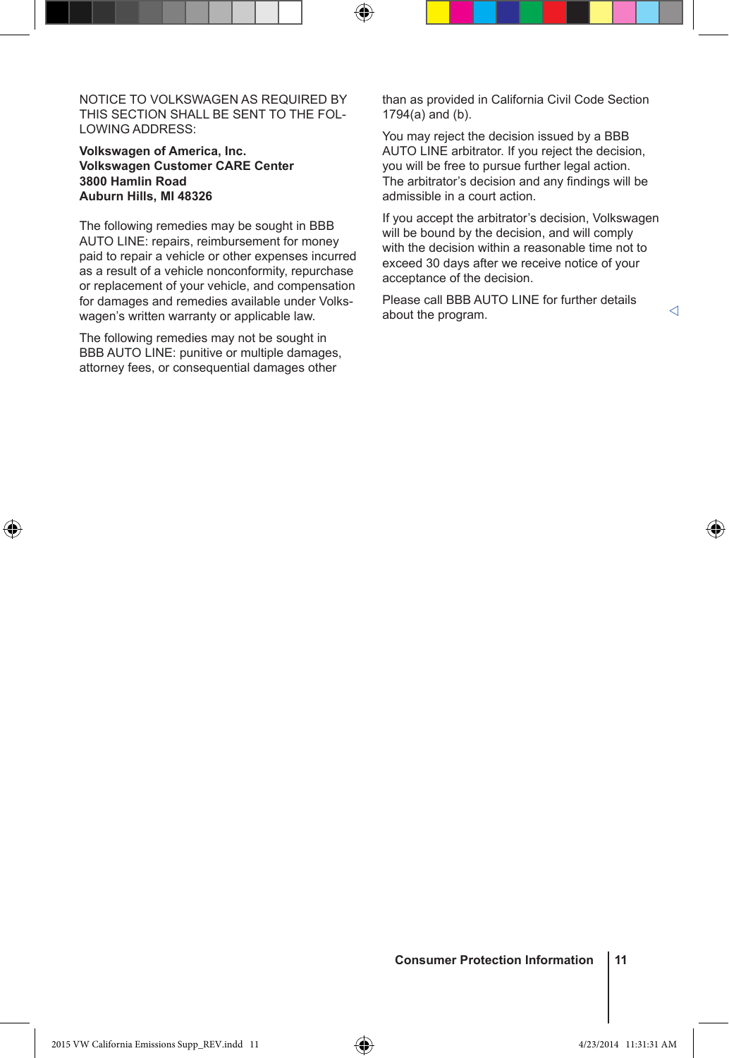NOTICE TO VOLKSWAGEN AS REQUIRED BY THIS SECTION SHALL BE SENT TO THE FOLLOWING ADDRESS:

**Volkswagen of America, Inc.**
**Volkswagen Customer CARE Center**
**3800 Hamlin Road**
**Auburn Hills, MI 48326**

The following remedies may be sought in BBB AUTO LINE: repairs, reimbursement for money paid to repair a vehicle or other expenses incurred as a result of a vehicle nonconformity, repurchase or replacement of your vehicle, and compensation for damages and remedies available under Volkswagen's written warranty or applicable law.

The following remedies may not be sought in BBB AUTO LINE: punitive or multiple damages, attorney fees, or consequential damages other than as provided in California Civil Code Section 1794(a) and (b).

You may reject the decision issued by a BBB AUTO LINE arbitrator. If you reject the decision, you will be free to pursue further legal action. The arbitrator's decision and any findings will be admissible in a court action.

If you accept the arbitrator's decision, Volkswagen will be bound by the decision, and will comply with the decision within a reasonable time not to exceed 30 days after we receive notice of your acceptance of the decision.

Please call BBB AUTO LINE for further details about the program. ◁